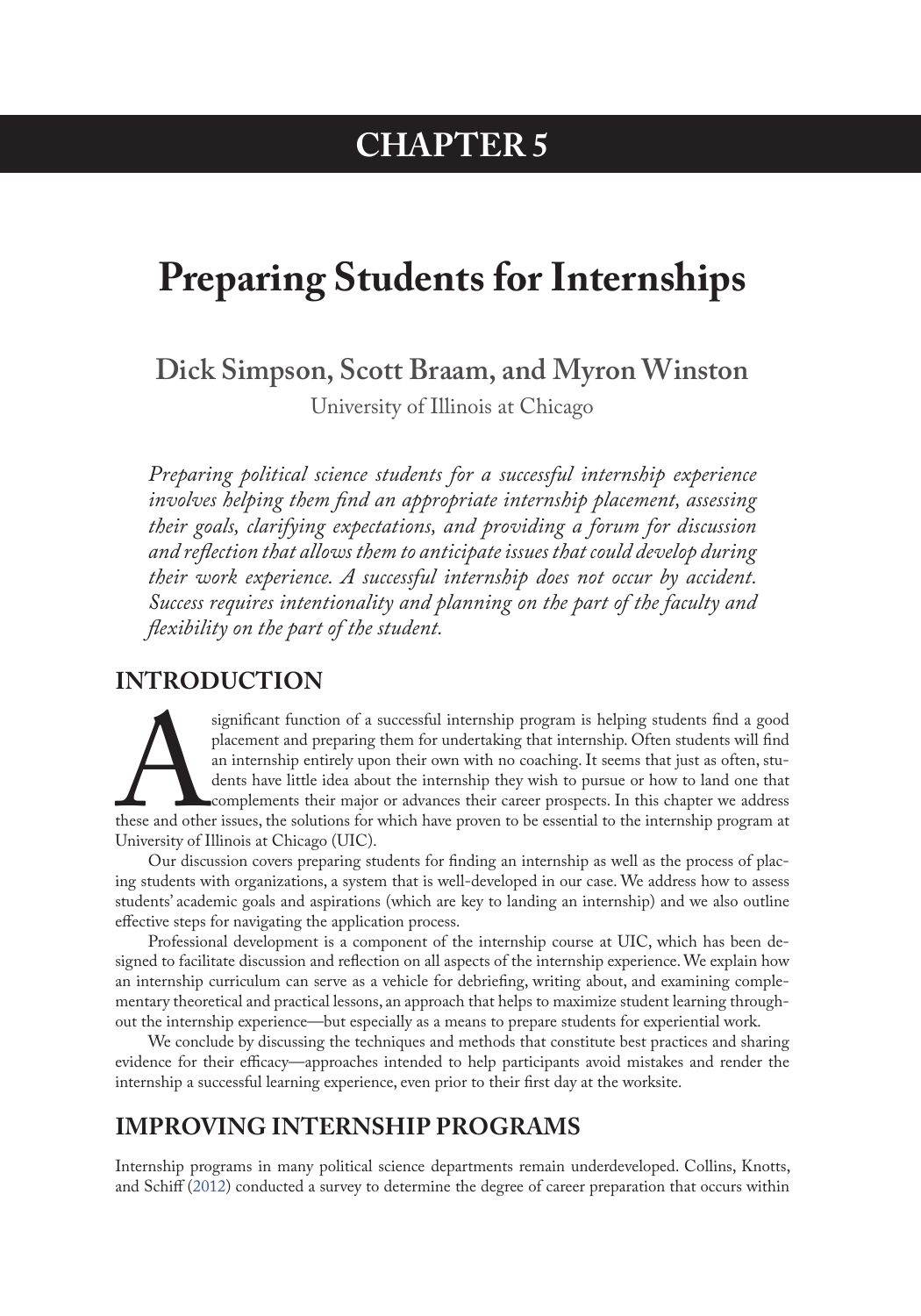# CHAPTER 5

# Preparing Students for Internships

## Dick Simpson, Scott Braam, and Myron Winston

University of Illinois at Chicago

*Preparing political science students for a successful internship experience involves helping them find an appropriate internship placement, assessing their goals, clarifying expectations, and providing a forum for discussion and reflection that allows them to anticipate issues that could develop during their work experience. A successful internship does not occur by accident. Success requires intentionality and planning on the part of the faculty and flexibility on the part of the student.*

## INTRODUCTION

A significant function of a successful internship program is helping students find a good placement and preparing them for undertaking that internship. Often students will find an internship entirely upon their own with no coaching. It seems that just as often, students have little idea about the internship they wish to pursue or how to land one that complements their major or advances their career prospects. In this chapter we address these and other issues, the solutions for which have proven to be essential to the internship program at University of Illinois at Chicago (UIC).

Our discussion covers preparing students for finding an internship as well as the process of placing students with organizations, a system that is well-developed in our case. We address how to assess students' academic goals and aspirations (which are key to landing an internship) and we also outline effective steps for navigating the application process.

Professional development is a component of the internship course at UIC, which has been designed to facilitate discussion and reflection on all aspects of the internship experience. We explain how an internship curriculum can serve as a vehicle for debriefing, writing about, and examining complementary theoretical and practical lessons, an approach that helps to maximize student learning throughout the internship experience—but especially as a means to prepare students for experiential work.

We conclude by discussing the techniques and methods that constitute best practices and sharing evidence for their efficacy—approaches intended to help participants avoid mistakes and render the internship a successful learning experience, even prior to their first day at the worksite.

## IMPROVING INTERNSHIP PROGRAMS

Internship programs in many political science departments remain underdeveloped. Collins, Knotts, and Schiff (2012) conducted a survey to determine the degree of career preparation that occurs within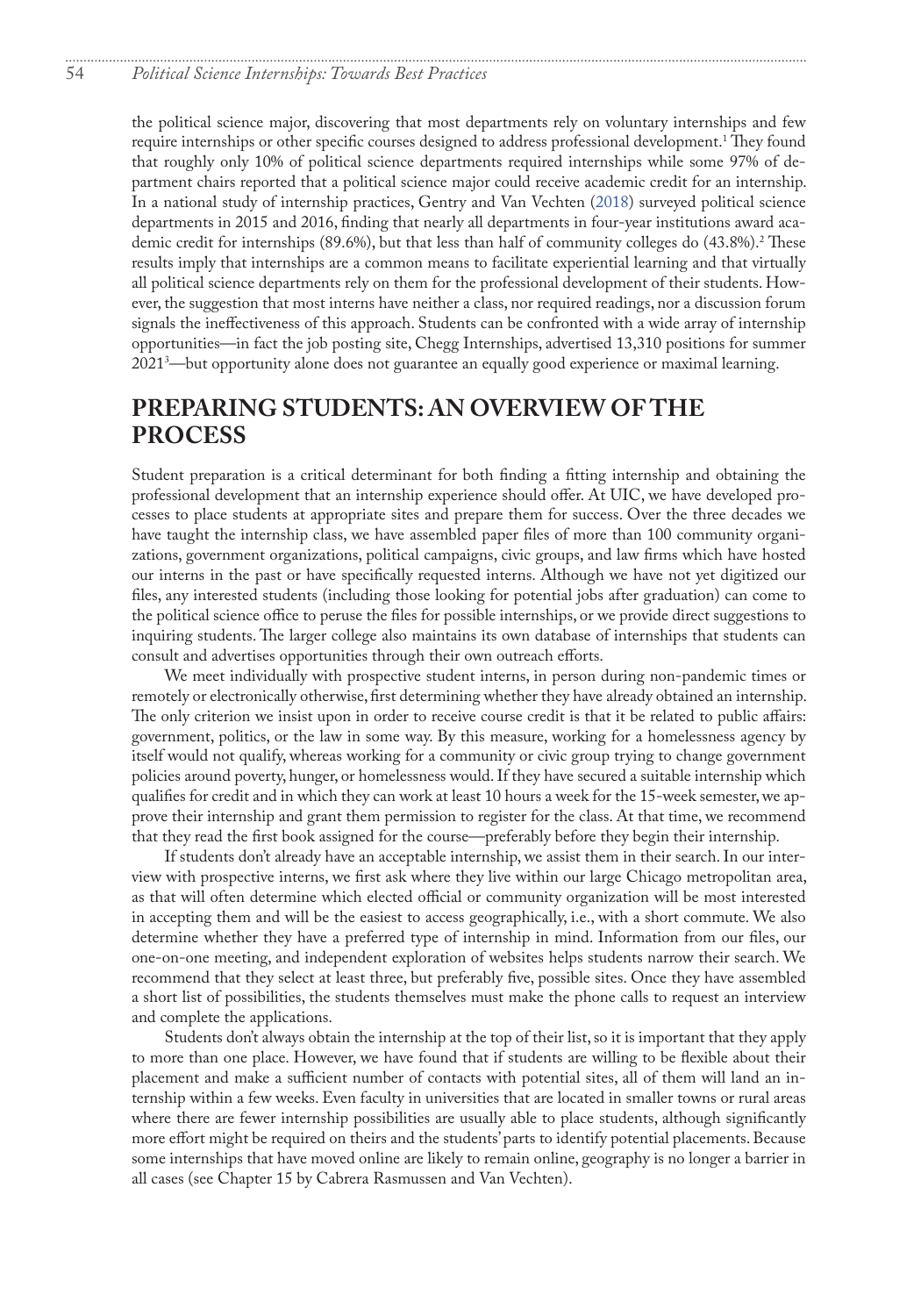the political science major, discovering that most departments rely on voluntary internships and few require internships or other specific courses designed to address professional development.[1] They found that roughly only 10% of political science departments required internships while some 97% of department chairs reported that a political science major could receive academic credit for an internship. In a national study of internship practices, Gentry and Van Vechten (2018) surveyed political science departments in 2015 and 2016, finding that nearly all departments in four-year institutions award academic credit for internships (89.6%), but that less than half of community colleges do (43.8%).[2] These results imply that internships are a common means to facilitate experiential learning and that virtually all political science departments rely on them for the professional development of their students. However, the suggestion that most interns have neither a class, nor required readings, nor a discussion forum signals the ineffectiveness of this approach. Students can be confronted with a wide array of internship opportunities—in fact the job posting site, Chegg Internships, advertised 13,310 positions for summer 2021[3]—but opportunity alone does not guarantee an equally good experience or maximal learning.

## PREPARING STUDENTS: AN OVERVIEW OF THE PROCESS

Student preparation is a critical determinant for both finding a fitting internship and obtaining the professional development that an internship experience should offer. At UIC, we have developed processes to place students at appropriate sites and prepare them for success. Over the three decades we have taught the internship class, we have assembled paper files of more than 100 community organizations, government organizations, political campaigns, civic groups, and law firms which have hosted our interns in the past or have specifically requested interns. Although we have not yet digitized our files, any interested students (including those looking for potential jobs after graduation) can come to the political science office to peruse the files for possible internships, or we provide direct suggestions to inquiring students. The larger college also maintains its own database of internships that students can consult and advertises opportunities through their own outreach efforts.

We meet individually with prospective student interns, in person during non-pandemic times or remotely or electronically otherwise, first determining whether they have already obtained an internship. The only criterion we insist upon in order to receive course credit is that it be related to public affairs: government, politics, or the law in some way. By this measure, working for a homelessness agency by itself would not qualify, whereas working for a community or civic group trying to change government policies around poverty, hunger, or homelessness would. If they have secured a suitable internship which qualifies for credit and in which they can work at least 10 hours a week for the 15-week semester, we approve their internship and grant them permission to register for the class. At that time, we recommend that they read the first book assigned for the course—preferably before they begin their internship.

If students don't already have an acceptable internship, we assist them in their search. In our interview with prospective interns, we first ask where they live within our large Chicago metropolitan area, as that will often determine which elected official or community organization will be most interested in accepting them and will be the easiest to access geographically, i.e., with a short commute. We also determine whether they have a preferred type of internship in mind. Information from our files, our one-on-one meeting, and independent exploration of websites helps students narrow their search. We recommend that they select at least three, but preferably five, possible sites. Once they have assembled a short list of possibilities, the students themselves must make the phone calls to request an interview and complete the applications.

Students don't always obtain the internship at the top of their list, so it is important that they apply to more than one place. However, we have found that if students are willing to be flexible about their placement and make a sufficient number of contacts with potential sites, all of them will land an internship within a few weeks. Even faculty in universities that are located in smaller towns or rural areas where there are fewer internship possibilities are usually able to place students, although significantly more effort might be required on theirs and the students' parts to identify potential placements. Because some internships that have moved online are likely to remain online, geography is no longer a barrier in all cases (see Chapter 15 by Cabrera Rasmussen and Van Vechten).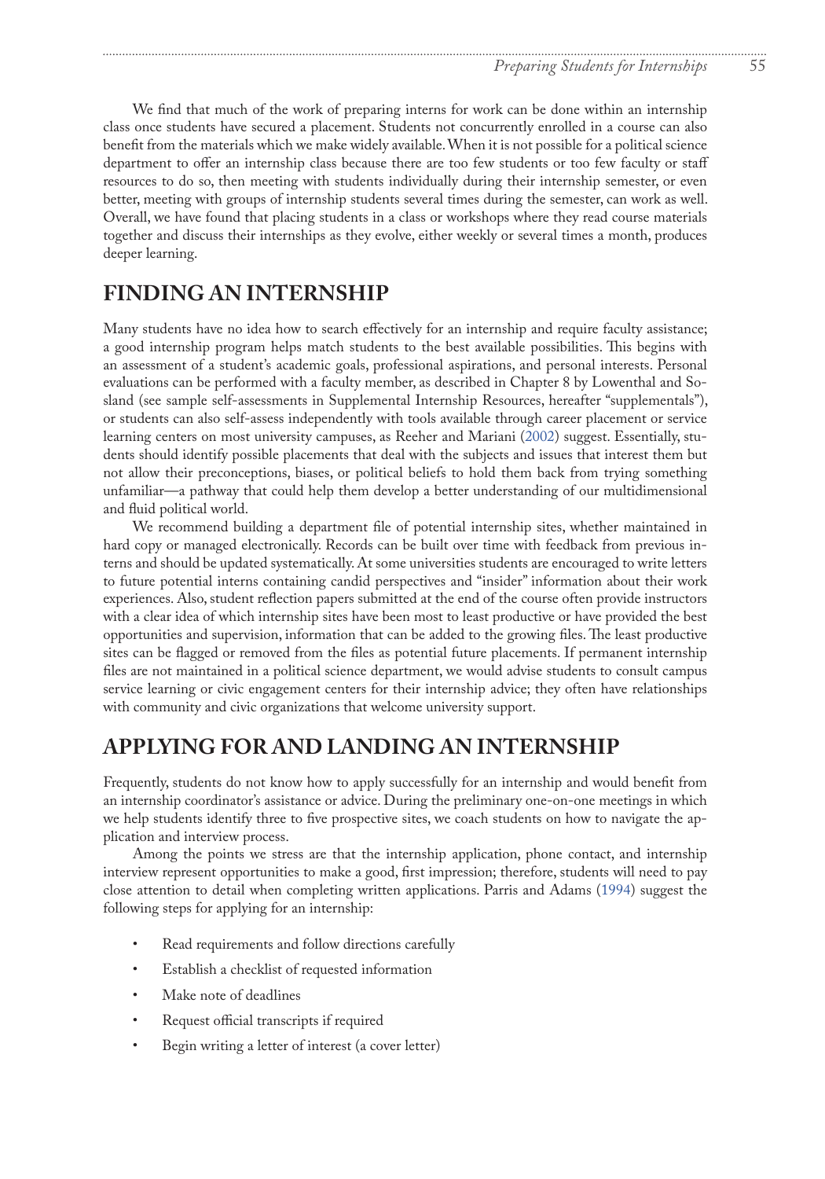We find that much of the work of preparing interns for work can be done within an internship class once students have secured a placement. Students not concurrently enrolled in a course can also benefit from the materials which we make widely available. When it is not possible for a political science department to offer an internship class because there are too few students or too few faculty or staff resources to do so, then meeting with students individually during their internship semester, or even better, meeting with groups of internship students several times during the semester, can work as well. Overall, we have found that placing students in a class or workshops where they read course materials together and discuss their internships as they evolve, either weekly or several times a month, produces deeper learning.

## FINDING AN INTERNSHIP

Many students have no idea how to search effectively for an internship and require faculty assistance; a good internship program helps match students to the best available possibilities. This begins with an assessment of a student's academic goals, professional aspirations, and personal interests. Personal evaluations can be performed with a faculty member, as described in Chapter 8 by Lowenthal and Sosland (see sample self-assessments in Supplemental Internship Resources, hereafter "supplementals"), or students can also self-assess independently with tools available through career placement or service learning centers on most university campuses, as Reeher and Mariani (2002) suggest. Essentially, students should identify possible placements that deal with the subjects and issues that interest them but not allow their preconceptions, biases, or political beliefs to hold them back from trying something unfamiliar—a pathway that could help them develop a better understanding of our multidimensional and fluid political world.

We recommend building a department file of potential internship sites, whether maintained in hard copy or managed electronically. Records can be built over time with feedback from previous interns and should be updated systematically. At some universities students are encouraged to write letters to future potential interns containing candid perspectives and "insider" information about their work experiences. Also, student reflection papers submitted at the end of the course often provide instructors with a clear idea of which internship sites have been most to least productive or have provided the best opportunities and supervision, information that can be added to the growing files. The least productive sites can be flagged or removed from the files as potential future placements. If permanent internship files are not maintained in a political science department, we would advise students to consult campus service learning or civic engagement centers for their internship advice; they often have relationships with community and civic organizations that welcome university support.

## APPLYING FOR AND LANDING AN INTERNSHIP

Frequently, students do not know how to apply successfully for an internship and would benefit from an internship coordinator's assistance or advice. During the preliminary one-on-one meetings in which we help students identify three to five prospective sites, we coach students on how to navigate the application and interview process.

Among the points we stress are that the internship application, phone contact, and internship interview represent opportunities to make a good, first impression; therefore, students will need to pay close attention to detail when completing written applications. Parris and Adams (1994) suggest the following steps for applying for an internship:

- Read requirements and follow directions carefully
- Establish a checklist of requested information
- Make note of deadlines
- Request official transcripts if required
- Begin writing a letter of interest (a cover letter)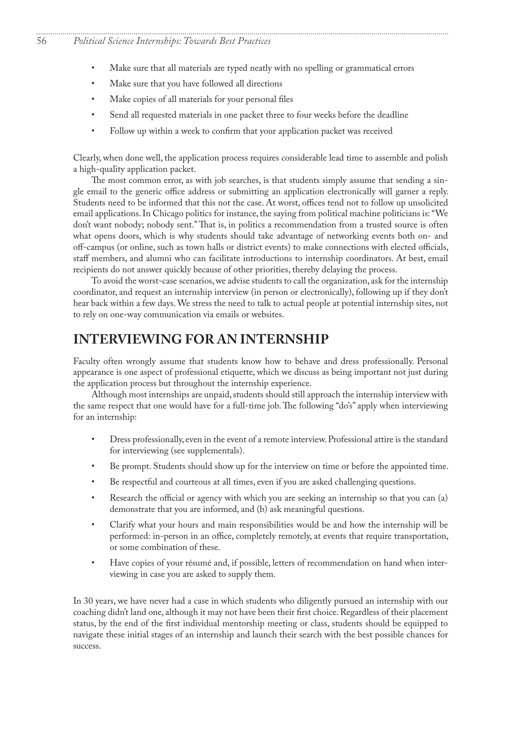- Make sure that all materials are typed neatly with no spelling or grammatical errors
- Make sure that you have followed all directions
- Make copies of all materials for your personal files
- Send all requested materials in one packet three to four weeks before the deadline
- Follow up within a week to confirm that your application packet was received

Clearly, when done well, the application process requires considerable lead time to assemble and polish a high-quality application packet.

The most common error, as with job searches, is that students simply assume that sending a single email to the generic office address or submitting an application electronically will garner a reply. Students need to be informed that this not the case. At worst, offices tend not to follow up unsolicited email applications. In Chicago politics for instance, the saying from political machine politicians is: "We don't want nobody; nobody sent." That is, in politics a recommendation from a trusted source is often what opens doors, which is why students should take advantage of networking events both on- and off-campus (or online, such as town halls or district events) to make connections with elected officials, staff members, and alumni who can facilitate introductions to internship coordinators. At best, email recipients do not answer quickly because of other priorities, thereby delaying the process.

To avoid the worst-case scenarios, we advise students to call the organization, ask for the internship coordinator, and request an internship interview (in person or electronically), following up if they don't hear back within a few days. We stress the need to talk to actual people at potential internship sites, not to rely on one-way communication via emails or websites.

## INTERVIEWING FOR AN INTERNSHIP

Faculty often wrongly assume that students know how to behave and dress professionally. Personal appearance is one aspect of professional etiquette, which we discuss as being important not just during the application process but throughout the internship experience.

Although most internships are unpaid, students should still approach the internship interview with the same respect that one would have for a full-time job. The following "do's" apply when interviewing for an internship:

- Dress professionally, even in the event of a remote interview. Professional attire is the standard for interviewing (see supplementals).
- Be prompt. Students should show up for the interview on time or before the appointed time.
- Be respectful and courteous at all times, even if you are asked challenging questions.
- Research the official or agency with which you are seeking an internship so that you can (a) demonstrate that you are informed, and (b) ask meaningful questions.
- Clarify what your hours and main responsibilities would be and how the internship will be performed: in-person in an office, completely remotely, at events that require transportation, or some combination of these.
- Have copies of your résumé and, if possible, letters of recommendation on hand when interviewing in case you are asked to supply them.

In 30 years, we have never had a case in which students who diligently pursued an internship with our coaching didn't land one, although it may not have been their first choice. Regardless of their placement status, by the end of the first individual mentorship meeting or class, students should be equipped to navigate these initial stages of an internship and launch their search with the best possible chances for success.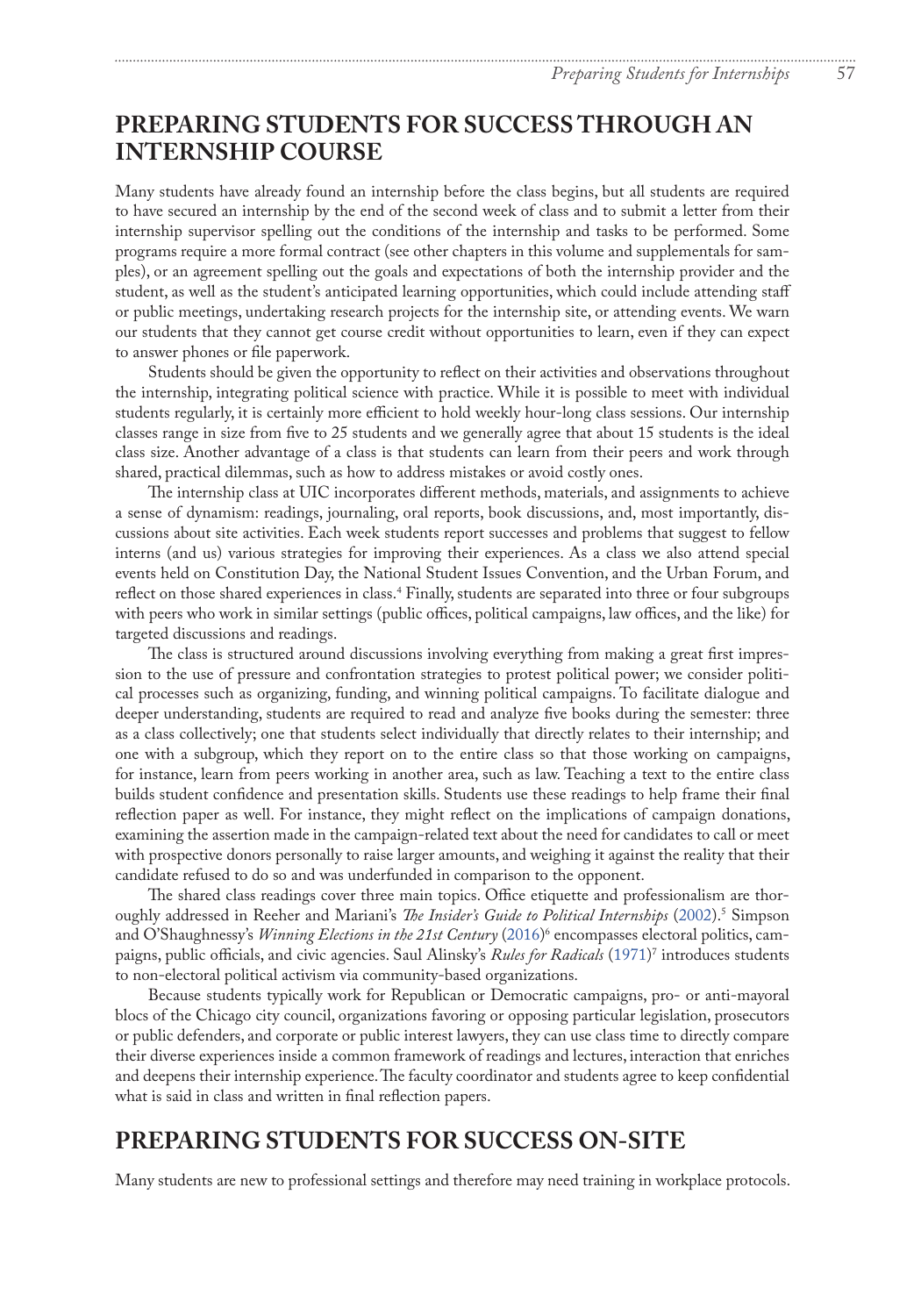## PREPARING STUDENTS FOR SUCCESS THROUGH AN INTERNSHIP COURSE

Many students have already found an internship before the class begins, but all students are required to have secured an internship by the end of the second week of class and to submit a letter from their internship supervisor spelling out the conditions of the internship and tasks to be performed. Some programs require a more formal contract (see other chapters in this volume and supplementals for samples), or an agreement spelling out the goals and expectations of both the internship provider and the student, as well as the student's anticipated learning opportunities, which could include attending staff or public meetings, undertaking research projects for the internship site, or attending events. We warn our students that they cannot get course credit without opportunities to learn, even if they can expect to answer phones or file paperwork.

Students should be given the opportunity to reflect on their activities and observations throughout the internship, integrating political science with practice. While it is possible to meet with individual students regularly, it is certainly more efficient to hold weekly hour-long class sessions. Our internship classes range in size from five to 25 students and we generally agree that about 15 students is the ideal class size. Another advantage of a class is that students can learn from their peers and work through shared, practical dilemmas, such as how to address mistakes or avoid costly ones.

The internship class at UIC incorporates different methods, materials, and assignments to achieve a sense of dynamism: readings, journaling, oral reports, book discussions, and, most importantly, discussions about site activities. Each week students report successes and problems that suggest to fellow interns (and us) various strategies for improving their experiences. As a class we also attend special events held on Constitution Day, the National Student Issues Convention, and the Urban Forum, and reflect on those shared experiences in class.[4] Finally, students are separated into three or four subgroups with peers who work in similar settings (public offices, political campaigns, law offices, and the like) for targeted discussions and readings.

The class is structured around discussions involving everything from making a great first impression to the use of pressure and confrontation strategies to protest political power; we consider political processes such as organizing, funding, and winning political campaigns. To facilitate dialogue and deeper understanding, students are required to read and analyze five books during the semester: three as a class collectively; one that students select individually that directly relates to their internship; and one with a subgroup, which they report on to the entire class so that those working on campaigns, for instance, learn from peers working in another area, such as law. Teaching a text to the entire class builds student confidence and presentation skills. Students use these readings to help frame their final reflection paper as well. For instance, they might reflect on the implications of campaign donations, examining the assertion made in the campaign-related text about the need for candidates to call or meet with prospective donors personally to raise larger amounts, and weighing it against the reality that their candidate refused to do so and was underfunded in comparison to the opponent.

The shared class readings cover three main topics. Office etiquette and professionalism are thoroughly addressed in Reeher and Mariani's *The Insider's Guide to Political Internships* (2002).[5] Simpson and O'Shaughnessy's *Winning Elections in the 21st Century* (2016)[6] encompasses electoral politics, campaigns, public officials, and civic agencies. Saul Alinsky's *Rules for Radicals* (1971)[7] introduces students to non-electoral political activism via community-based organizations.

Because students typically work for Republican or Democratic campaigns, pro- or anti-mayoral blocs of the Chicago city council, organizations favoring or opposing particular legislation, prosecutors or public defenders, and corporate or public interest lawyers, they can use class time to directly compare their diverse experiences inside a common framework of readings and lectures, interaction that enriches and deepens their internship experience. The faculty coordinator and students agree to keep confidential what is said in class and written in final reflection papers.

## PREPARING STUDENTS FOR SUCCESS ON-SITE

Many students are new to professional settings and therefore may need training in workplace protocols.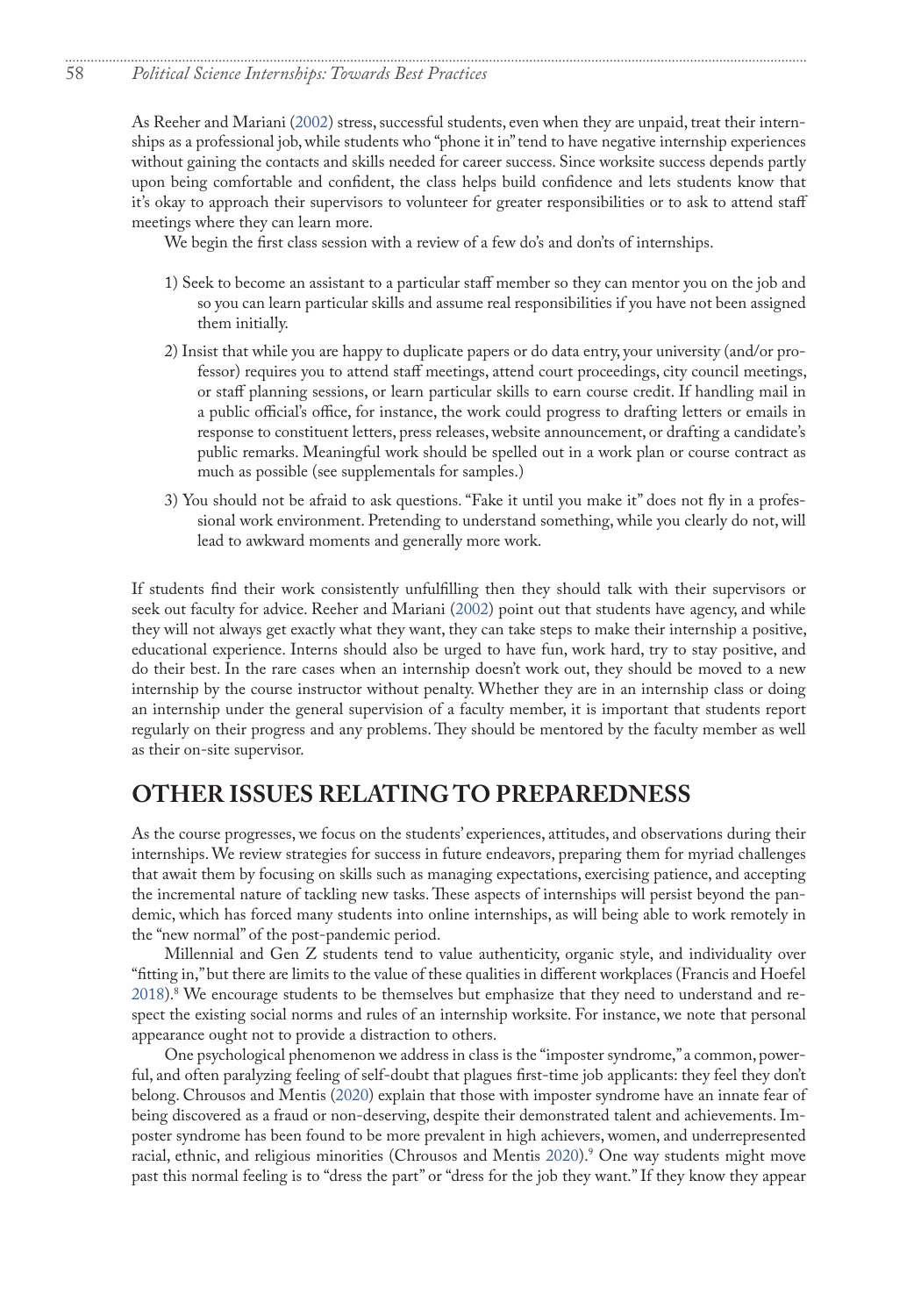As Reeher and Mariani (2002) stress, successful students, even when they are unpaid, treat their internships as a professional job, while students who "phone it in" tend to have negative internship experiences without gaining the contacts and skills needed for career success. Since worksite success depends partly upon being comfortable and confident, the class helps build confidence and lets students know that it's okay to approach their supervisors to volunteer for greater responsibilities or to ask to attend staff meetings where they can learn more.

We begin the first class session with a review of a few do's and don'ts of internships.

1) Seek to become an assistant to a particular staff member so they can mentor you on the job and so you can learn particular skills and assume real responsibilities if you have not been assigned them initially.

2) Insist that while you are happy to duplicate papers or do data entry, your university (and/or professor) requires you to attend staff meetings, attend court proceedings, city council meetings, or staff planning sessions, or learn particular skills to earn course credit. If handling mail in a public official's office, for instance, the work could progress to drafting letters or emails in response to constituent letters, press releases, website announcement, or drafting a candidate's public remarks. Meaningful work should be spelled out in a work plan or course contract as much as possible (see supplementals for samples.)

3) You should not be afraid to ask questions. "Fake it until you make it" does not fly in a professional work environment. Pretending to understand something, while you clearly do not, will lead to awkward moments and generally more work.

If students find their work consistently unfulfilling then they should talk with their supervisors or seek out faculty for advice. Reeher and Mariani (2002) point out that students have agency, and while they will not always get exactly what they want, they can take steps to make their internship a positive, educational experience. Interns should also be urged to have fun, work hard, try to stay positive, and do their best. In the rare cases when an internship doesn't work out, they should be moved to a new internship by the course instructor without penalty. Whether they are in an internship class or doing an internship under the general supervision of a faculty member, it is important that students report regularly on their progress and any problems. They should be mentored by the faculty member as well as their on-site supervisor.

## OTHER ISSUES RELATING TO PREPAREDNESS

As the course progresses, we focus on the students' experiences, attitudes, and observations during their internships. We review strategies for success in future endeavors, preparing them for myriad challenges that await them by focusing on skills such as managing expectations, exercising patience, and accepting the incremental nature of tackling new tasks. These aspects of internships will persist beyond the pandemic, which has forced many students into online internships, as will being able to work remotely in the "new normal" of the post-pandemic period.

Millennial and Gen Z students tend to value authenticity, organic style, and individuality over "fitting in," but there are limits to the value of these qualities in different workplaces (Francis and Hoefel 2018).[8] We encourage students to be themselves but emphasize that they need to understand and respect the existing social norms and rules of an internship worksite. For instance, we note that personal appearance ought not to provide a distraction to others.

One psychological phenomenon we address in class is the "imposter syndrome," a common, powerful, and often paralyzing feeling of self-doubt that plagues first-time job applicants: they feel they don't belong. Chrousos and Mentis (2020) explain that those with imposter syndrome have an innate fear of being discovered as a fraud or non-deserving, despite their demonstrated talent and achievements. Imposter syndrome has been found to be more prevalent in high achievers, women, and underrepresented racial, ethnic, and religious minorities (Chrousos and Mentis 2020).[9] One way students might move past this normal feeling is to "dress the part" or "dress for the job they want." If they know they appear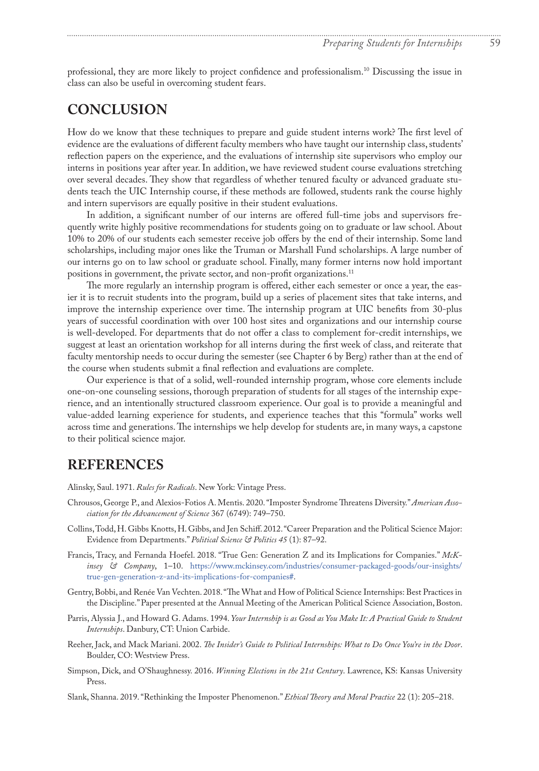professional, they are more likely to project confidence and professionalism.[10] Discussing the issue in class can also be useful in overcoming student fears.

## CONCLUSION

How do we know that these techniques to prepare and guide student interns work? The first level of evidence are the evaluations of different faculty members who have taught our internship class, students' reflection papers on the experience, and the evaluations of internship site supervisors who employ our interns in positions year after year. In addition, we have reviewed student course evaluations stretching over several decades. They show that regardless of whether tenured faculty or advanced graduate students teach the UIC Internship course, if these methods are followed, students rank the course highly and intern supervisors are equally positive in their student evaluations.

In addition, a significant number of our interns are offered full-time jobs and supervisors frequently write highly positive recommendations for students going on to graduate or law school. About 10% to 20% of our students each semester receive job offers by the end of their internship. Some land scholarships, including major ones like the Truman or Marshall Fund scholarships. A large number of our interns go on to law school or graduate school. Finally, many former interns now hold important positions in government, the private sector, and non-profit organizations.[11]

The more regularly an internship program is offered, either each semester or once a year, the easier it is to recruit students into the program, build up a series of placement sites that take interns, and improve the internship experience over time. The internship program at UIC benefits from 30-plus years of successful coordination with over 100 host sites and organizations and our internship course is well-developed. For departments that do not offer a class to complement for-credit internships, we suggest at least an orientation workshop for all interns during the first week of class, and reiterate that faculty mentorship needs to occur during the semester (see Chapter 6 by Berg) rather than at the end of the course when students submit a final reflection and evaluations are complete.

Our experience is that of a solid, well-rounded internship program, whose core elements include one-on-one counseling sessions, thorough preparation of students for all stages of the internship experience, and an intentionally structured classroom experience. Our goal is to provide a meaningful and value-added learning experience for students, and experience teaches that this "formula" works well across time and generations. The internships we help develop for students are, in many ways, a capstone to their political science major.

## REFERENCES

Alinsky, Saul. 1971. *Rules for Radicals*. New York: Vintage Press.

Chrousos, George P., and Alexios-Fotios A. Mentis. 2020. "Imposter Syndrome Threatens Diversity." *American Association for the Advancement of Science* 367 (6749): 749–750.

Collins, Todd, H. Gibbs Knotts, H. Gibbs, and Jen Schiff. 2012. "Career Preparation and the Political Science Major: Evidence from Departments." *Political Science & Politics 45* (1): 87–92.

Francis, Tracy, and Fernanda Hoefel. 2018. "True Gen: Generation Z and its Implications for Companies." *McKinsey & Company*, 1–10. https://www.mckinsey.com/industries/consumer-packaged-goods/our-insights/true-gen-generation-z-and-its-implications-for-companies#.

Gentry, Bobbi, and Renée Van Vechten. 2018. "The What and How of Political Science Internships: Best Practices in the Discipline." Paper presented at the Annual Meeting of the American Political Science Association, Boston.

Parris, Alyssia J., and Howard G. Adams. 1994. *Your Internship is as Good as You Make It: A Practical Guide to Student Internships*. Danbury, CT: Union Carbide.

Reeher, Jack, and Mack Mariani. 2002. *The Insider's Guide to Political Internships: What to Do Once You're in the Door*. Boulder, CO: Westview Press.

Simpson, Dick, and O'Shaughnessy. 2016. *Winning Elections in the 21st Century*. Lawrence, KS: Kansas University Press.

Slank, Shanna. 2019. "Rethinking the Imposter Phenomenon." *Ethical Theory and Moral Practice* 22 (1): 205–218.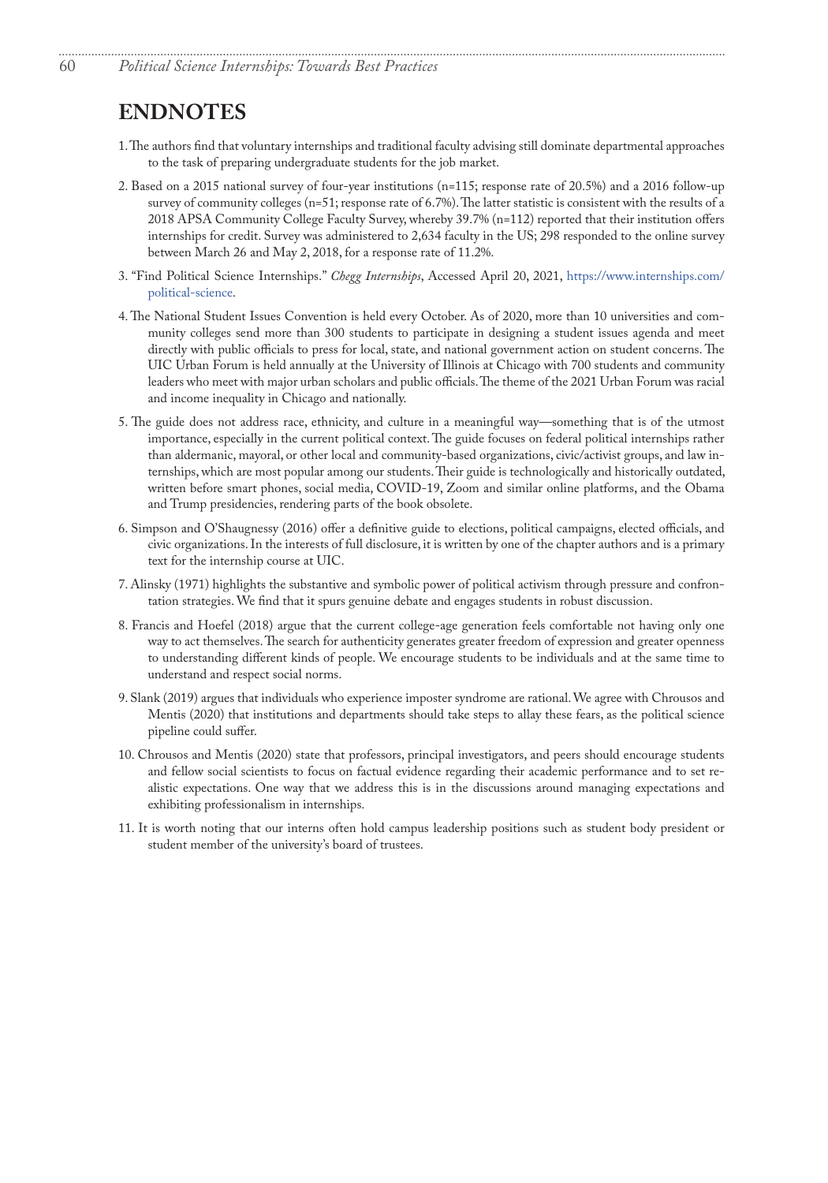## ENDNOTES

1. The authors find that voluntary internships and traditional faculty advising still dominate departmental approaches to the task of preparing undergraduate students for the job market.

2. Based on a 2015 national survey of four-year institutions (n=115; response rate of 20.5%) and a 2016 follow-up survey of community colleges (n=51; response rate of 6.7%). The latter statistic is consistent with the results of a 2018 APSA Community College Faculty Survey, whereby 39.7% (n=112) reported that their institution offers internships for credit. Survey was administered to 2,634 faculty in the US; 298 responded to the online survey between March 26 and May 2, 2018, for a response rate of 11.2%.

3. "Find Political Science Internships." *Chegg Internships*, Accessed April 20, 2021, https://www.internships.com/political-science.

4. The National Student Issues Convention is held every October. As of 2020, more than 10 universities and community colleges send more than 300 students to participate in designing a student issues agenda and meet directly with public officials to press for local, state, and national government action on student concerns. The UIC Urban Forum is held annually at the University of Illinois at Chicago with 700 students and community leaders who meet with major urban scholars and public officials. The theme of the 2021 Urban Forum was racial and income inequality in Chicago and nationally.

5. The guide does not address race, ethnicity, and culture in a meaningful way—something that is of the utmost importance, especially in the current political context. The guide focuses on federal political internships rather than aldermanic, mayoral, or other local and community-based organizations, civic/activist groups, and law internships, which are most popular among our students. Their guide is technologically and historically outdated, written before smart phones, social media, COVID-19, Zoom and similar online platforms, and the Obama and Trump presidencies, rendering parts of the book obsolete.

6. Simpson and O'Shaugnessy (2016) offer a definitive guide to elections, political campaigns, elected officials, and civic organizations. In the interests of full disclosure, it is written by one of the chapter authors and is a primary text for the internship course at UIC.

7. Alinsky (1971) highlights the substantive and symbolic power of political activism through pressure and confrontation strategies. We find that it spurs genuine debate and engages students in robust discussion.

8. Francis and Hoefel (2018) argue that the current college-age generation feels comfortable not having only one way to act themselves. The search for authenticity generates greater freedom of expression and greater openness to understanding different kinds of people. We encourage students to be individuals and at the same time to understand and respect social norms.

9. Slank (2019) argues that individuals who experience imposter syndrome are rational. We agree with Chrousos and Mentis (2020) that institutions and departments should take steps to allay these fears, as the political science pipeline could suffer.

10. Chrousos and Mentis (2020) state that professors, principal investigators, and peers should encourage students and fellow social scientists to focus on factual evidence regarding their academic performance and to set realistic expectations. One way that we address this is in the discussions around managing expectations and exhibiting professionalism in internships.

11. It is worth noting that our interns often hold campus leadership positions such as student body president or student member of the university's board of trustees.